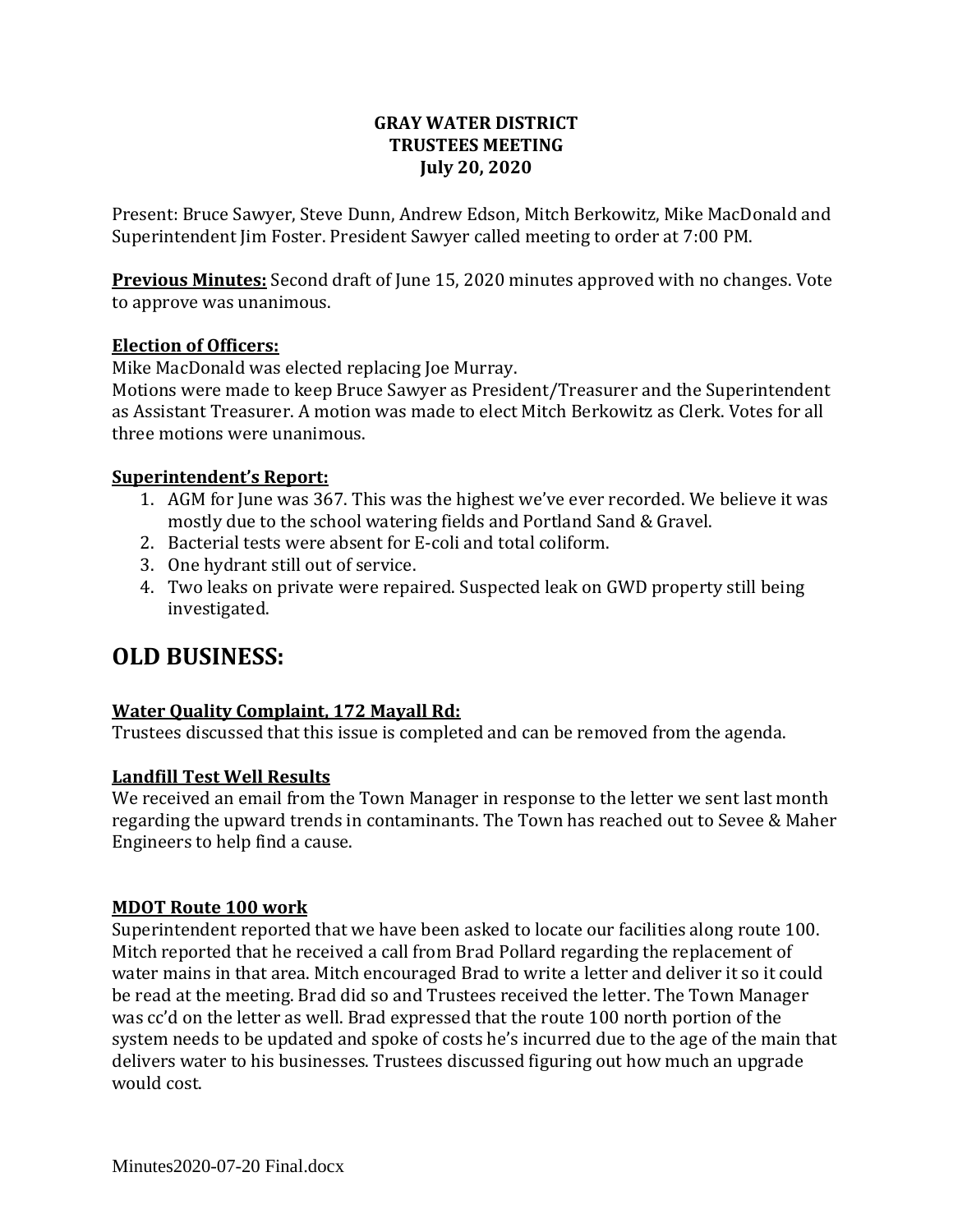**GRAY WATER DISTRICT**
**TRUSTEES MEETING**
**July 20, 2020**

Present: Bruce Sawyer, Steve Dunn, Andrew Edson, Mitch Berkowitz, Mike MacDonald and Superintendent Jim Foster. President Sawyer called meeting to order at 7:00 PM.

**Previous Minutes:** Second draft of June 15, 2020 minutes approved with no changes. Vote to approve was unanimous.

**Election of Officers:**
Mike MacDonald was elected replacing Joe Murray.
Motions were made to keep Bruce Sawyer as President/Treasurer and the Superintendent as Assistant Treasurer. A motion was made to elect Mitch Berkowitz as Clerk. Votes for all three motions were unanimous.

**Superintendent's Report:**

1. AGM for June was 367. This was the highest we've ever recorded. We believe it was mostly due to the school watering fields and Portland Sand & Gravel.
2. Bacterial tests were absent for E-coli and total coliform.
3. One hydrant still out of service.
4. Two leaks on private were repaired. Suspected leak on GWD property still being investigated.

# OLD BUSINESS:

**Water Quality Complaint, 172 Mayall Rd:**
Trustees discussed that this issue is completed and can be removed from the agenda.

**Landfill Test Well Results**
We received an email from the Town Manager in response to the letter we sent last month regarding the upward trends in contaminants. The Town has reached out to Sevee & Maher Engineers to help find a cause.

**MDOT Route 100 work**
Superintendent reported that we have been asked to locate our facilities along route 100. Mitch reported that he received a call from Brad Pollard regarding the replacement of water mains in that area. Mitch encouraged Brad to write a letter and deliver it so it could be read at the meeting. Brad did so and Trustees received the letter. The Town Manager was cc'd on the letter as well. Brad expressed that the route 100 north portion of the system needs to be updated and spoke of costs he's incurred due to the age of the main that delivers water to his businesses. Trustees discussed figuring out how much an upgrade would cost.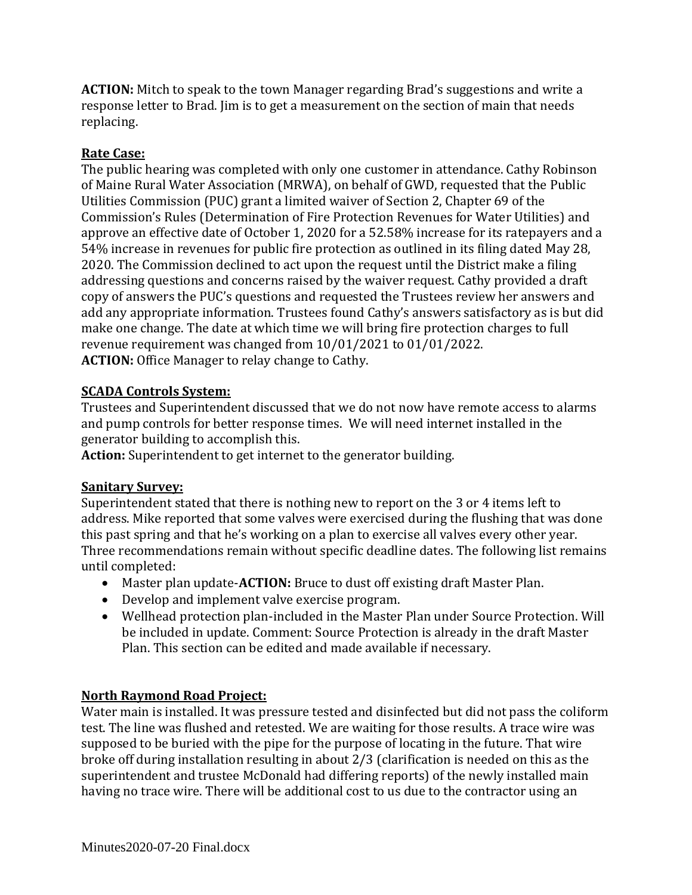**ACTION:** Mitch to speak to the town Manager regarding Brad's suggestions and write a response letter to Brad. Jim is to get a measurement on the section of main that needs replacing.

**Rate Case:**

The public hearing was completed with only one customer in attendance. Cathy Robinson of Maine Rural Water Association (MRWA), on behalf of GWD, requested that the Public Utilities Commission (PUC) grant a limited waiver of Section 2, Chapter 69 of the Commission's Rules (Determination of Fire Protection Revenues for Water Utilities) and approve an effective date of October 1, 2020 for a 52.58% increase for its ratepayers and a 54% increase in revenues for public fire protection as outlined in its filing dated May 28, 2020. The Commission declined to act upon the request until the District make a filing addressing questions and concerns raised by the waiver request. Cathy provided a draft copy of answers the PUC's questions and requested the Trustees review her answers and add any appropriate information. Trustees found Cathy's answers satisfactory as is but did make one change. The date at which time we will bring fire protection charges to full revenue requirement was changed from 10/01/2021 to 01/01/2022.

**ACTION:** Office Manager to relay change to Cathy.

**SCADA Controls System:**

Trustees and Superintendent discussed that we do not now have remote access to alarms and pump controls for better response times. We will need internet installed in the generator building to accomplish this.

**Action:** Superintendent to get internet to the generator building.

**Sanitary Survey:**

Superintendent stated that there is nothing new to report on the 3 or 4 items left to address. Mike reported that some valves were exercised during the flushing that was done this past spring and that he's working on a plan to exercise all valves every other year. Three recommendations remain without specific deadline dates. The following list remains until completed:

- Master plan update-**ACTION:** Bruce to dust off existing draft Master Plan.
- Develop and implement valve exercise program.
- Wellhead protection plan-included in the Master Plan under Source Protection. Will be included in update. Comment: Source Protection is already in the draft Master Plan. This section can be edited and made available if necessary.

**North Raymond Road Project:**

Water main is installed. It was pressure tested and disinfected but did not pass the coliform test. The line was flushed and retested. We are waiting for those results. A trace wire was supposed to be buried with the pipe for the purpose of locating in the future. That wire broke off during installation resulting in about 2/3 (clarification is needed on this as the superintendent and trustee McDonald had differing reports) of the newly installed main having no trace wire. There will be additional cost to us due to the contractor using an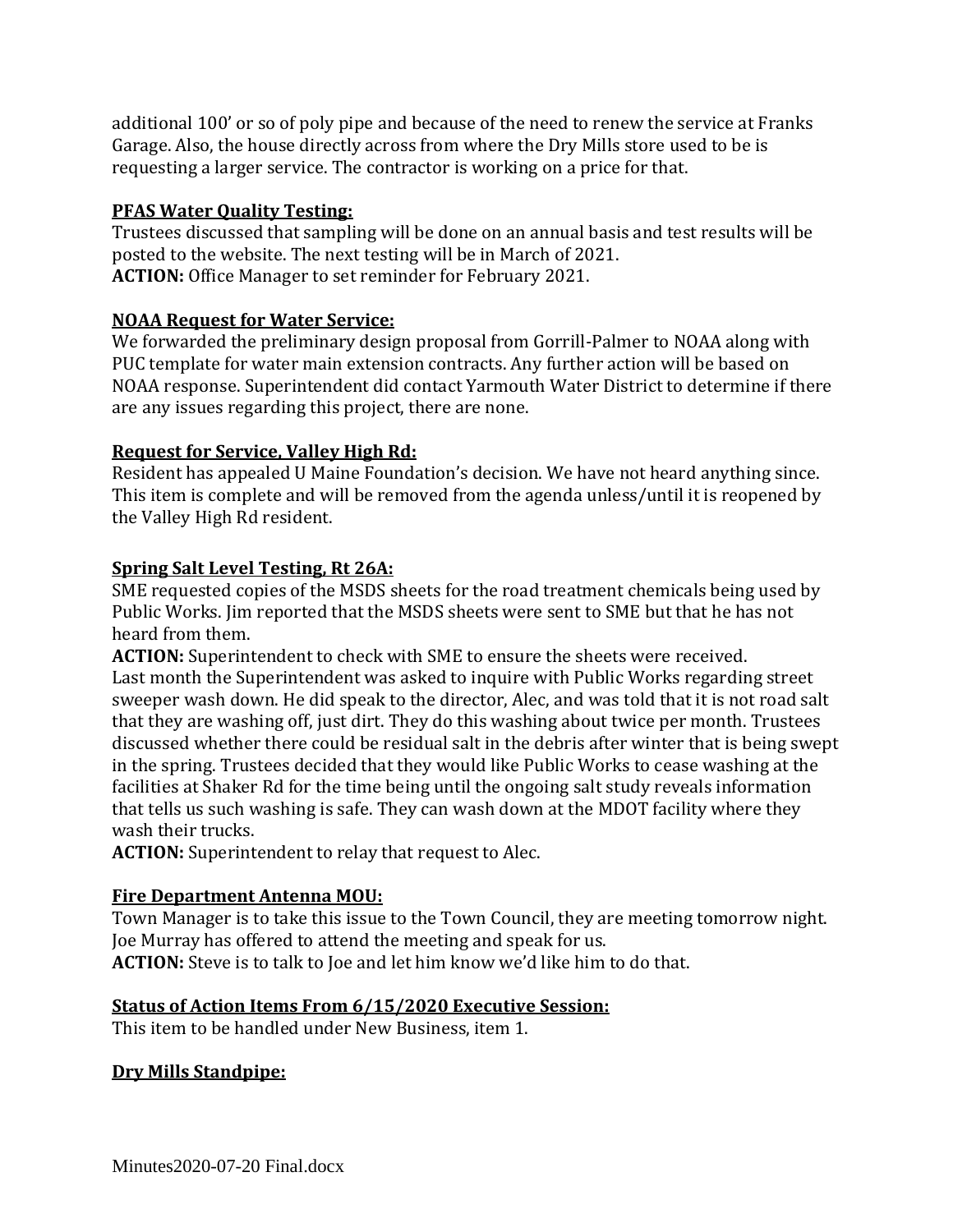additional 100' or so of poly pipe and because of the need to renew the service at Franks Garage. Also, the house directly across from where the Dry Mills store used to be is requesting a larger service. The contractor is working on a price for that.

**PFAS Water Quality Testing:**

Trustees discussed that sampling will be done on an annual basis and test results will be posted to the website. The next testing will be in March of 2021.

**ACTION:** Office Manager to set reminder for February 2021.

**NOAA Request for Water Service:**

We forwarded the preliminary design proposal from Gorrill-Palmer to NOAA along with PUC template for water main extension contracts. Any further action will be based on NOAA response. Superintendent did contact Yarmouth Water District to determine if there are any issues regarding this project, there are none.

**Request for Service, Valley High Rd:**

Resident has appealed U Maine Foundation's decision. We have not heard anything since. This item is complete and will be removed from the agenda unless/until it is reopened by the Valley High Rd resident.

**Spring Salt Level Testing, Rt 26A:**

SME requested copies of the MSDS sheets for the road treatment chemicals being used by Public Works. Jim reported that the MSDS sheets were sent to SME but that he has not heard from them.

**ACTION:** Superintendent to check with SME to ensure the sheets were received.

Last month the Superintendent was asked to inquire with Public Works regarding street sweeper wash down. He did speak to the director, Alec, and was told that it is not road salt that they are washing off, just dirt. They do this washing about twice per month. Trustees discussed whether there could be residual salt in the debris after winter that is being swept in the spring. Trustees decided that they would like Public Works to cease washing at the facilities at Shaker Rd for the time being until the ongoing salt study reveals information that tells us such washing is safe. They can wash down at the MDOT facility where they wash their trucks.

**ACTION:** Superintendent to relay that request to Alec.

**Fire Department Antenna MOU:**

Town Manager is to take this issue to the Town Council, they are meeting tomorrow night. Joe Murray has offered to attend the meeting and speak for us.

**ACTION:** Steve is to talk to Joe and let him know we'd like him to do that.

**Status of Action Items From 6/15/2020 Executive Session:**

This item to be handled under New Business, item 1.

**Dry Mills Standpipe:**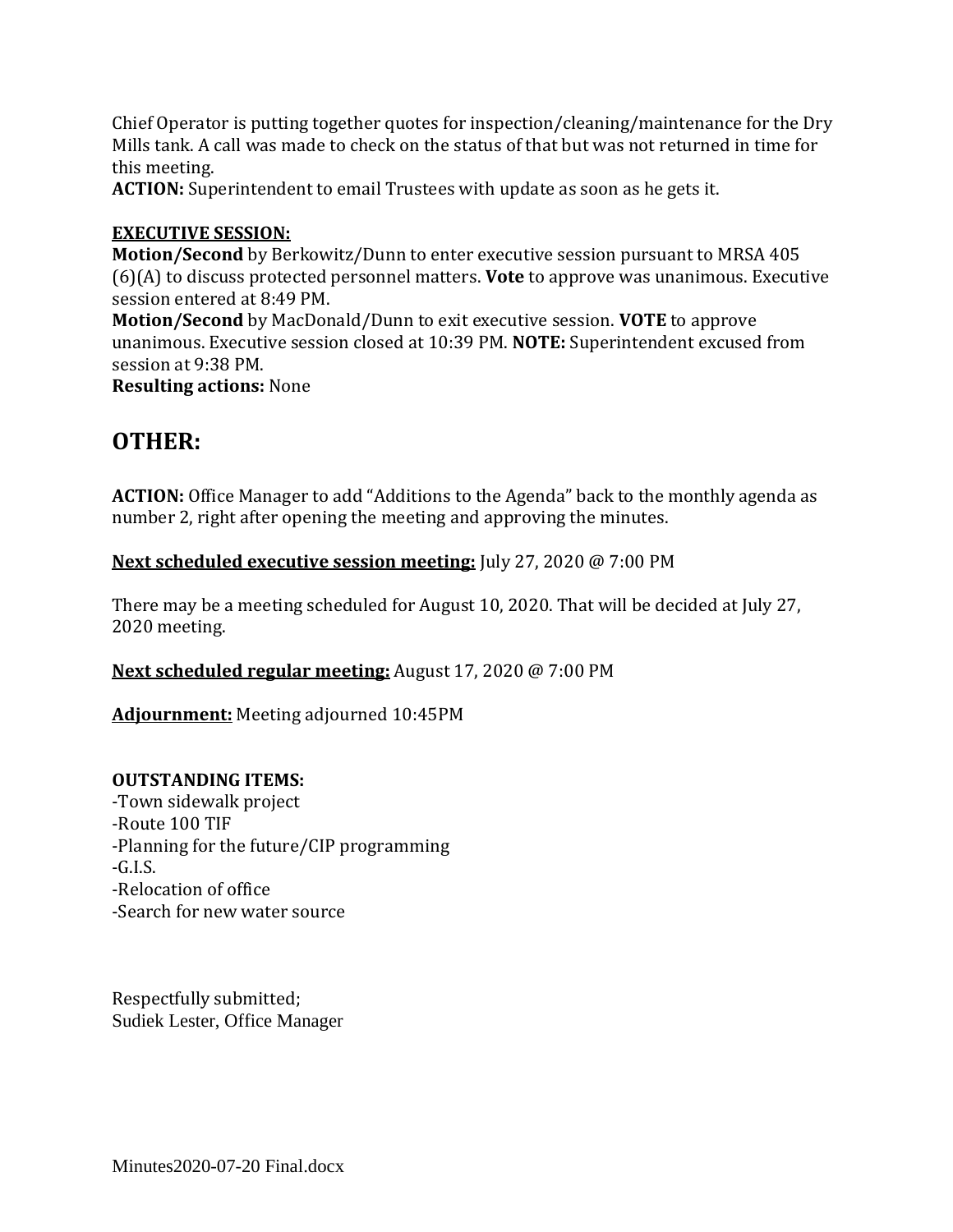Chief Operator is putting together quotes for inspection/cleaning/maintenance for the Dry Mills tank. A call was made to check on the status of that but was not returned in time for this meeting.
**ACTION:** Superintendent to email Trustees with update as soon as he gets it.

**EXECUTIVE SESSION:**
**Motion/Second** by Berkowitz/Dunn to enter executive session pursuant to MRSA 405 (6)(A) to discuss protected personnel matters. **Vote** to approve was unanimous. Executive session entered at 8:49 PM.
**Motion/Second** by MacDonald/Dunn to exit executive session. **VOTE** to approve unanimous. Executive session closed at 10:39 PM. **NOTE:** Superintendent excused from session at 9:38 PM.
**Resulting actions:** None

## OTHER:

**ACTION:** Office Manager to add "Additions to the Agenda" back to the monthly agenda as number 2, right after opening the meeting and approving the minutes.

**Next scheduled executive session meeting:** July 27, 2020 @ 7:00 PM

There may be a meeting scheduled for August 10, 2020. That will be decided at July 27, 2020 meeting.

**Next scheduled regular meeting:** August 17, 2020 @ 7:00 PM

**Adjournment:** Meeting adjourned 10:45PM

**OUTSTANDING ITEMS:**
-Town sidewalk project
-Route 100 TIF
-Planning for the future/CIP programming
-G.I.S.
-Relocation of office
-Search for new water source

Respectfully submitted;
Sudiek Lester, Office Manager